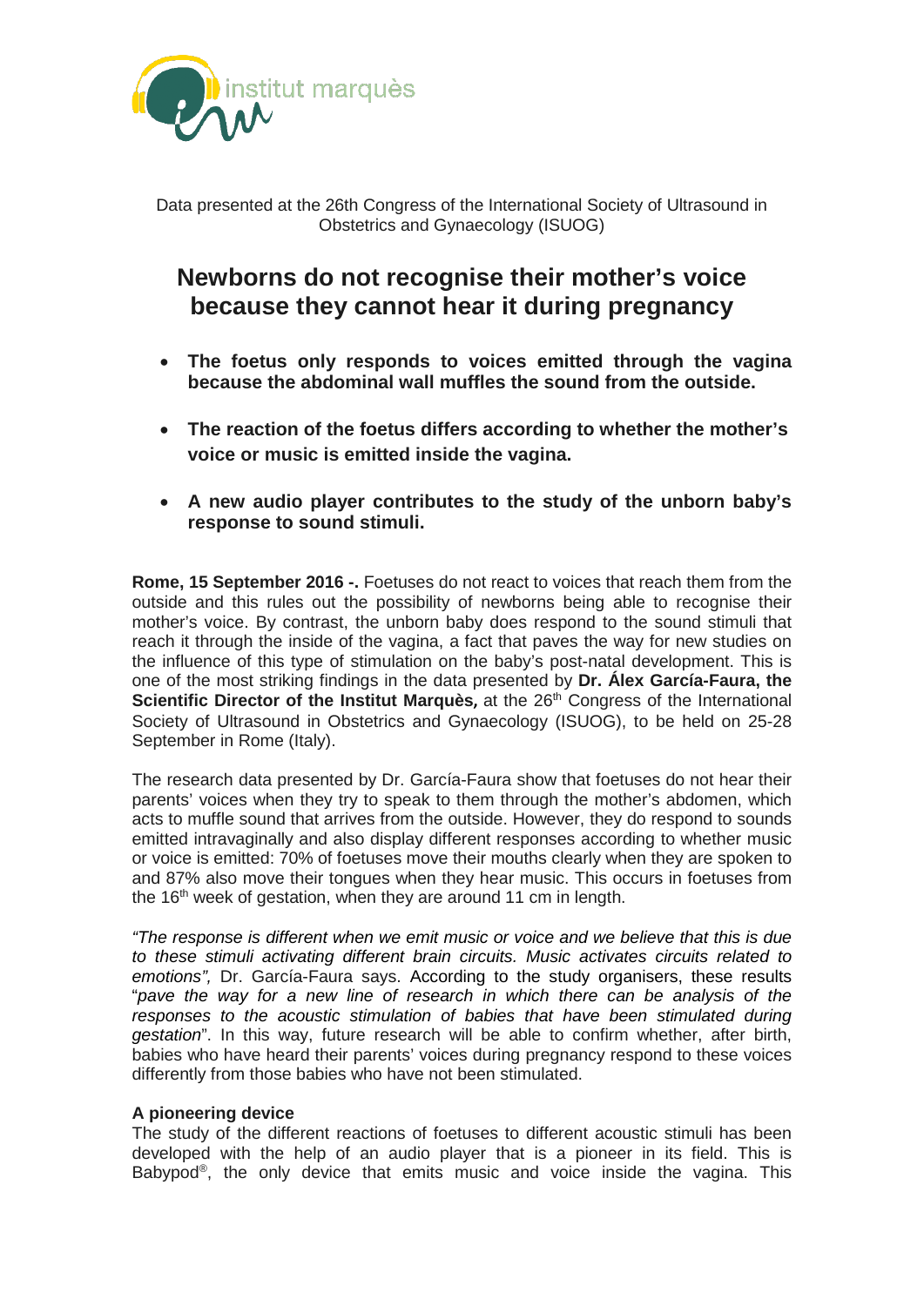Data presented at the 26th Congress of the International Society of Ultrasound in Obstetrics and Gynaecology (ISUOG)

# Newborns do not recognise their mother's voice because they cannot hear it during pregnancy

- **The foetus only responds to voices emitted through the vagina because the abdominal wall muffles the sound from the outside.**
- **The reaction of the foetus differs according to whether the mother's voice or music is emitted inside the vagina.**
- **A new audio player contributes to the study of the unborn baby's response to sound stimuli.**

**Rome, 15 September 2016 -.** Foetuses do not react to voices that reach them from the outside and this rules out the possibility of newborns being able to recognise their mother's voice. By contrast, the unborn baby does respond to the sound stimuli that reach it through the inside of the vagina, a fact that paves the way for new studies on the influence of this type of stimulation on the baby's post-natal development. This is one of the most striking findings in the data presented by **Dr. Álex García-Faura, the Scientific Director of the Institut Marquès,** at the 26th Congress of the International Society of Ultrasound in Obstetrics and Gynaecology (ISUOG), to be held on 25-28 September in Rome (Italy).

The research data presented by Dr. García-Faura show that foetuses do not hear their parents' voices when they try to speak to them through the mother's abdomen, which acts to muffle sound that arrives from the outside. However, they do respond to sounds emitted intravaginally and also display different responses according to whether music or voice is emitted: 70% of foetuses move their mouths clearly when they are spoken to and 87% also move their tongues when they hear music. This occurs in foetuses from the 16th week of gestation, when they are around 11 cm in length.

*"The response is different when we emit music or voice and we believe that this is due to these stimuli activating different brain circuits. Music activates circuits related to emotions",* Dr. García-Faura says. According to the study organisers, these results "*pave the way for a new line of research in which there can be analysis of the responses to the acoustic stimulation of babies that have been stimulated during gestation*". In this way, future research will be able to confirm whether, after birth, babies who have heard their parents' voices during pregnancy respond to these voices differently from those babies who have not been stimulated.

**A pioneering device**

The study of the different reactions of foetuses to different acoustic stimuli has been developed with the help of an audio player that is a pioneer in its field. This is Babypod®, the only device that emits music and voice inside the vagina. This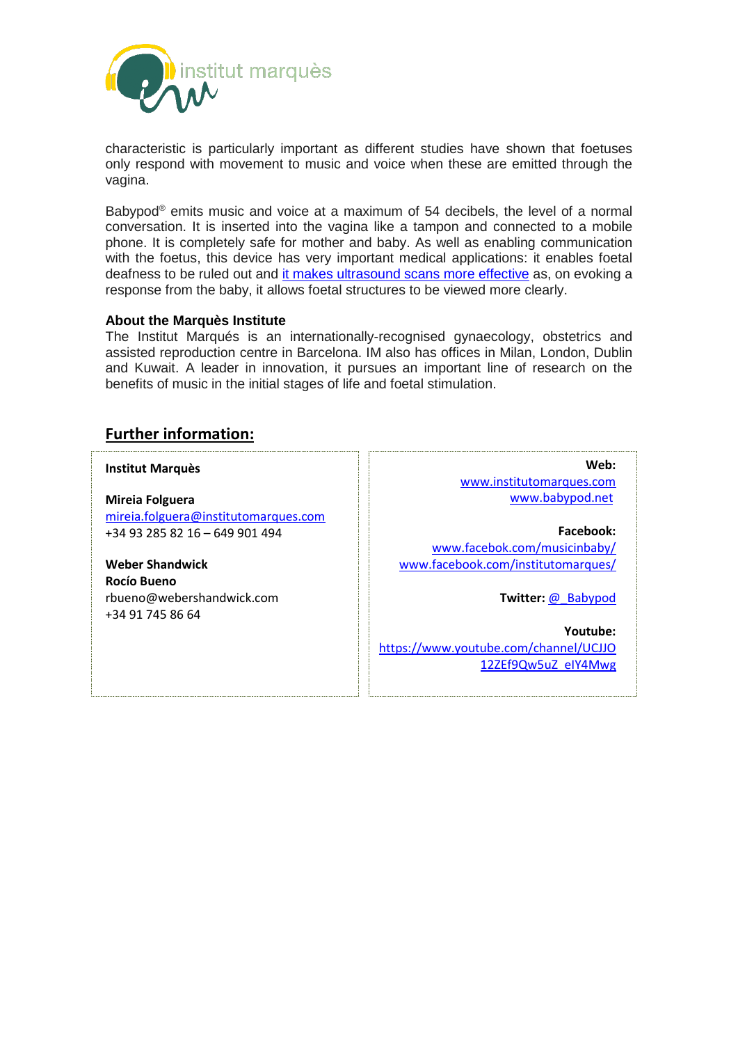characteristic is particularly important as different studies have shown that foetuses only respond with movement to music and voice when these are emitted through the vagina.

Babypod® emits music and voice at a maximum of 54 decibels, the level of a normal conversation. It is inserted into the vagina like a tampon and connected to a mobile phone. It is completely safe for mother and baby. As well as enabling communication with the foetus, this device has very important medical applications: it enables foetal deafness to be ruled out and it makes ultrasound scans more effective as, on evoking a response from the baby, it allows foetal structures to be viewed more clearly.

**About the Marquès Institute**

The Institut Marqués is an internationally-recognised gynaecology, obstetrics and assisted reproduction centre in Barcelona. IM also has offices in Milan, London, Dublin and Kuwait. A leader in innovation, it pursues an important line of research on the benefits of music in the initial stages of life and foetal stimulation.

## Further information:

**Institut Marquès**

**Mireia Folguera**
mireia.folguera@institutomarques.com
+34 93 285 82 16 – 649 901 494

**Weber Shandwick**
**Rocío Bueno**
rbueno@webershandwick.com
+34 91 745 86 64

**Web:**
www.institutomarques.com
www.babypod.net

**Facebook:**
www.facebook.com/musicinbaby/
www.facebook.com/institutomarques/

**Twitter:** @_Babypod

**Youtube:**
https://www.youtube.com/channel/UCJJO12ZEf9Qw5uZ_elY4Mwg